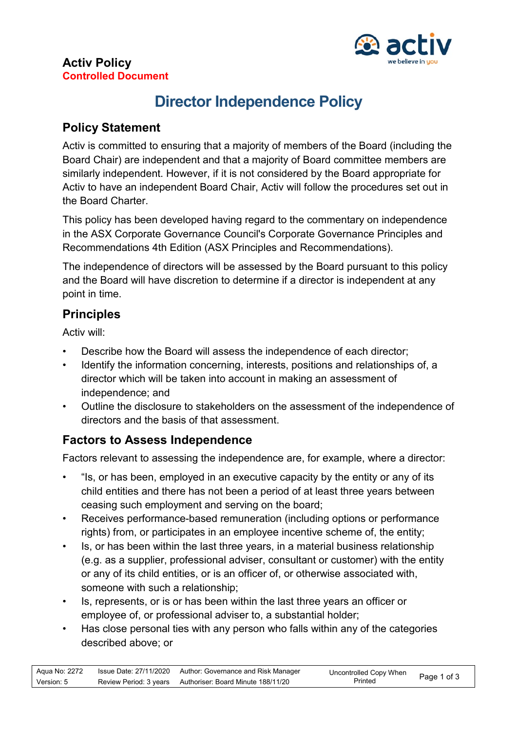**Activ Policy**
**Controlled Document**

# Director Independence Policy

## Policy Statement

Activ is committed to ensuring that a majority of members of the Board (including the Board Chair) are independent and that a majority of Board committee members are similarly independent. However, if it is not considered by the Board appropriate for Activ to have an independent Board Chair, Activ will follow the procedures set out in the Board Charter.

This policy has been developed having regard to the commentary on independence in the ASX Corporate Governance Council's Corporate Governance Principles and Recommendations 4th Edition (ASX Principles and Recommendations).

The independence of directors will be assessed by the Board pursuant to this policy and the Board will have discretion to determine if a director is independent at any point in time.

## Principles

Activ will:

- Describe how the Board will assess the independence of each director;
- Identify the information concerning, interests, positions and relationships of, a director which will be taken into account in making an assessment of independence; and
- Outline the disclosure to stakeholders on the assessment of the independence of directors and the basis of that assessment.

## Factors to Assess Independence

Factors relevant to assessing the independence are, for example, where a director:

- "Is, or has been, employed in an executive capacity by the entity or any of its child entities and there has not been a period of at least three years between ceasing such employment and serving on the board;
- Receives performance-based remuneration (including options or performance rights) from, or participates in an employee incentive scheme of, the entity;
- Is, or has been within the last three years, in a material business relationship (e.g. as a supplier, professional adviser, consultant or customer) with the entity or any of its child entities, or is an officer of, or otherwise associated with, someone with such a relationship;
- Is, represents, or is or has been within the last three years an officer or employee of, or professional adviser to, a substantial holder;
- Has close personal ties with any person who falls within any of the categories described above; or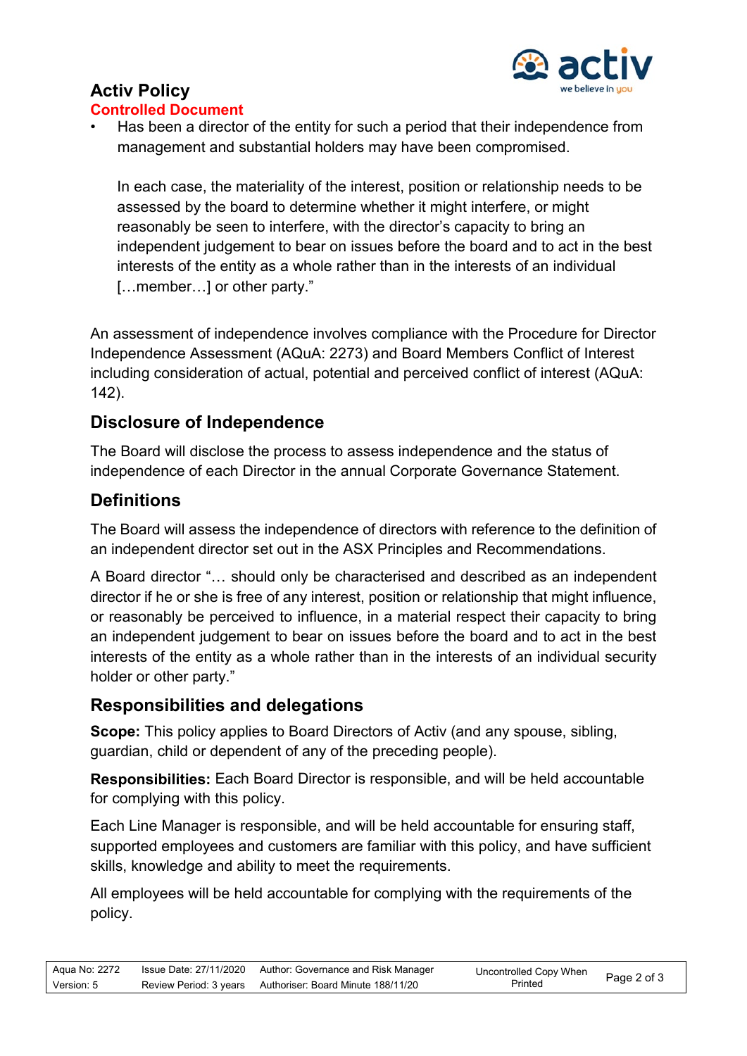- Has been a director of the entity for such a period that their independence from management and substantial holders may have been compromised.

  In each case, the materiality of the interest, position or relationship needs to be assessed by the board to determine whether it might interfere, or might reasonably be seen to interfere, with the director's capacity to bring an independent judgement to bear on issues before the board and to act in the best interests of the entity as a whole rather than in the interests of an individual […member…] or other party."

An assessment of independence involves compliance with the Procedure for Director Independence Assessment (AQuA: 2273) and Board Members Conflict of Interest including consideration of actual, potential and perceived conflict of interest (AQuA: 142).

## Disclosure of Independence

The Board will disclose the process to assess independence and the status of independence of each Director in the annual Corporate Governance Statement.

## Definitions

The Board will assess the independence of directors with reference to the definition of an independent director set out in the ASX Principles and Recommendations.

A Board director "… should only be characterised and described as an independent director if he or she is free of any interest, position or relationship that might influence, or reasonably be perceived to influence, in a material respect their capacity to bring an independent judgement to bear on issues before the board and to act in the best interests of the entity as a whole rather than in the interests of an individual security holder or other party."

## Responsibilities and delegations

**Scope:** This policy applies to Board Directors of Activ (and any spouse, sibling, guardian, child or dependent of any of the preceding people).

**Responsibilities:** Each Board Director is responsible, and will be held accountable for complying with this policy.

Each Line Manager is responsible, and will be held accountable for ensuring staff, supported employees and customers are familiar with this policy, and have sufficient skills, knowledge and ability to meet the requirements.

All employees will be held accountable for complying with the requirements of the policy.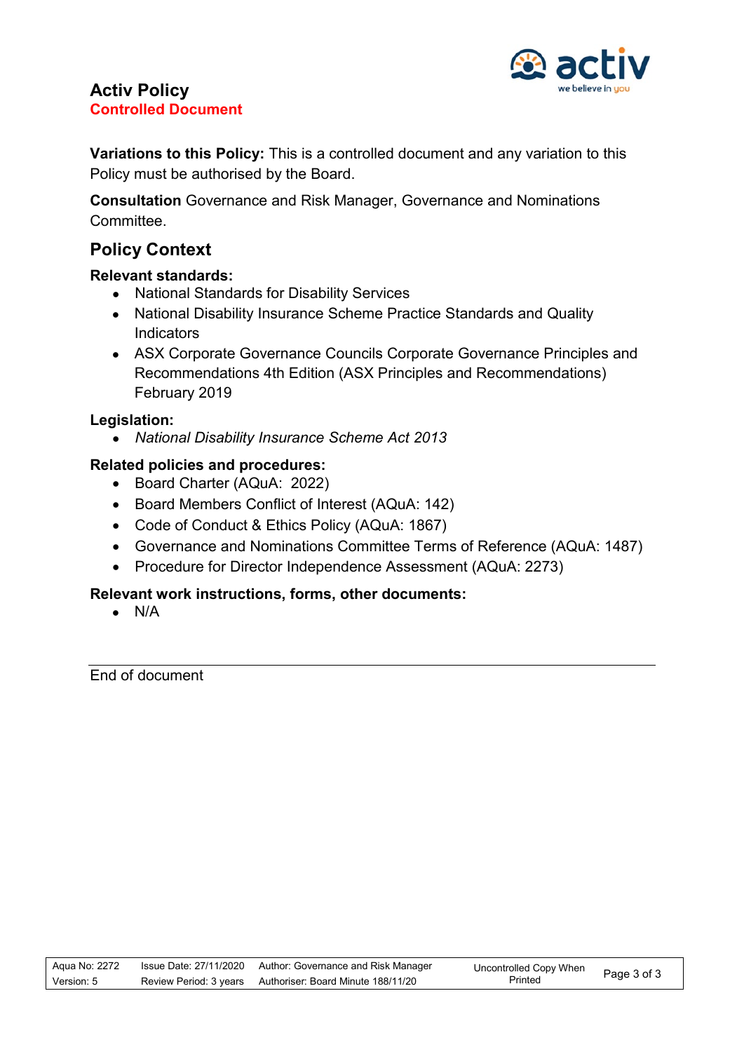**Activ Policy**
**Controlled Document**

**Variations to this Policy:** This is a controlled document and any variation to this Policy must be authorised by the Board.

**Consultation** Governance and Risk Manager, Governance and Nominations Committee.

## Policy Context

### Relevant standards:

- National Standards for Disability Services
- National Disability Insurance Scheme Practice Standards and Quality Indicators
- ASX Corporate Governance Councils Corporate Governance Principles and Recommendations 4th Edition (ASX Principles and Recommendations) February 2019

### Legislation:

- *National Disability Insurance Scheme Act 2013*

### Related policies and procedures:

- Board Charter (AQuA: 2022)
- Board Members Conflict of Interest (AQuA: 142)
- Code of Conduct & Ethics Policy (AQuA: 1867)
- Governance and Nominations Committee Terms of Reference (AQuA: 1487)
- Procedure for Director Independence Assessment (AQuA: 2273)

### Relevant work instructions, forms, other documents:

- N/A

---

End of document